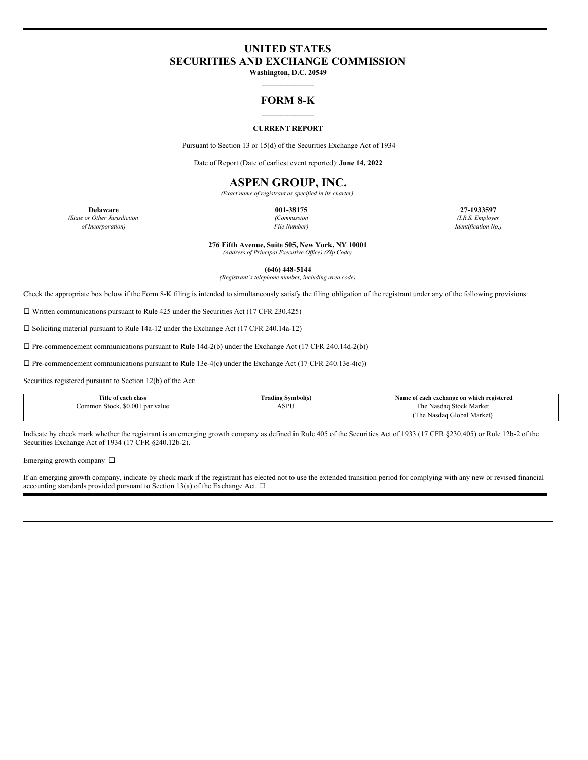# UNITED STATES
# SECURITIES AND EXCHANGE COMMISSION

**Washington, D.C. 20549**

## FORM 8-K

**CURRENT REPORT**

Pursuant to Section 13 or 15(d) of the Securities Exchange Act of 1934

Date of Report (Date of earliest event reported): **June 14, 2022**

# ASPEN GROUP, INC.

*(Exact name of registrant as specified in its charter)*

| **Delaware** | **001-38175** | **27-1933597** |
|---|---|---|
| *(State or Other Jurisdiction of Incorporation)* | *(Commission File Number)* | *(I.R.S. Employer Identification No.)* |

**276 Fifth Avenue, Suite 505, New York, NY 10001**
*(Address of Principal Executive Office) (Zip Code)*

**(646) 448-5144**
*(Registrant's telephone number, including area code)*

Check the appropriate box below if the Form 8-K filing is intended to simultaneously satisfy the filing obligation of the registrant under any of the following provisions:

☐ Written communications pursuant to Rule 425 under the Securities Act (17 CFR 230.425)

☐ Soliciting material pursuant to Rule 14a-12 under the Exchange Act (17 CFR 240.14a-12)

☐ Pre-commencement communications pursuant to Rule 14d-2(b) under the Exchange Act (17 CFR 240.14d-2(b))

☐ Pre-commencement communications pursuant to Rule 13e-4(c) under the Exchange Act (17 CFR 240.13e-4(c))

Securities registered pursuant to Section 12(b) of the Act:

| Title of each class | Trading Symbol(s) | Name of each exchange on which registered |
|---|---|---|
| Common Stock, $0.001 par value | ASPU | The Nasdaq Stock Market (The Nasdaq Global Market) |

Indicate by check mark whether the registrant is an emerging growth company as defined in Rule 405 of the Securities Act of 1933 (17 CFR §230.405) or Rule 12b-2 of the Securities Exchange Act of 1934 (17 CFR §240.12b-2).

Emerging growth company ☐

If an emerging growth company, indicate by check mark if the registrant has elected not to use the extended transition period for complying with any new or revised financial accounting standards provided pursuant to Section 13(a) of the Exchange Act. ☐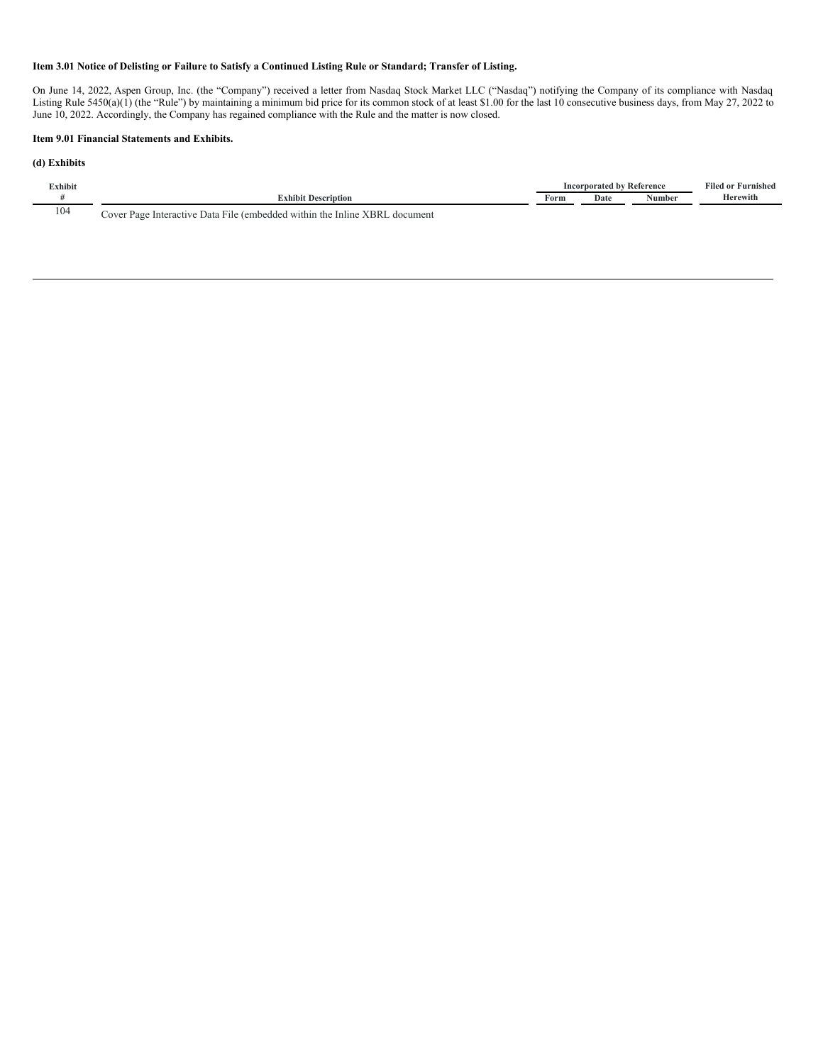**Item 3.01 Notice of Delisting or Failure to Satisfy a Continued Listing Rule or Standard; Transfer of Listing.**

On June 14, 2022, Aspen Group, Inc. (the "Company") received a letter from Nasdaq Stock Market LLC ("Nasdaq") notifying the Company of its compliance with Nasdaq Listing Rule 5450(a)(1) (the "Rule") by maintaining a minimum bid price for its common stock of at least $1.00 for the last 10 consecutive business days, from May 27, 2022 to June 10, 2022. Accordingly, the Company has regained compliance with the Rule and the matter is now closed.

**Item 9.01 Financial Statements and Exhibits.**

**(d) Exhibits**

| Exhibit # | Exhibit Description | Incorporated by Reference | | | Filed or Furnished Herewith |
|---|---|---|---|---|---|
| | | Form | Date | Number | |
| 104 | Cover Page Interactive Data File (embedded within the Inline XBRL document | | | | |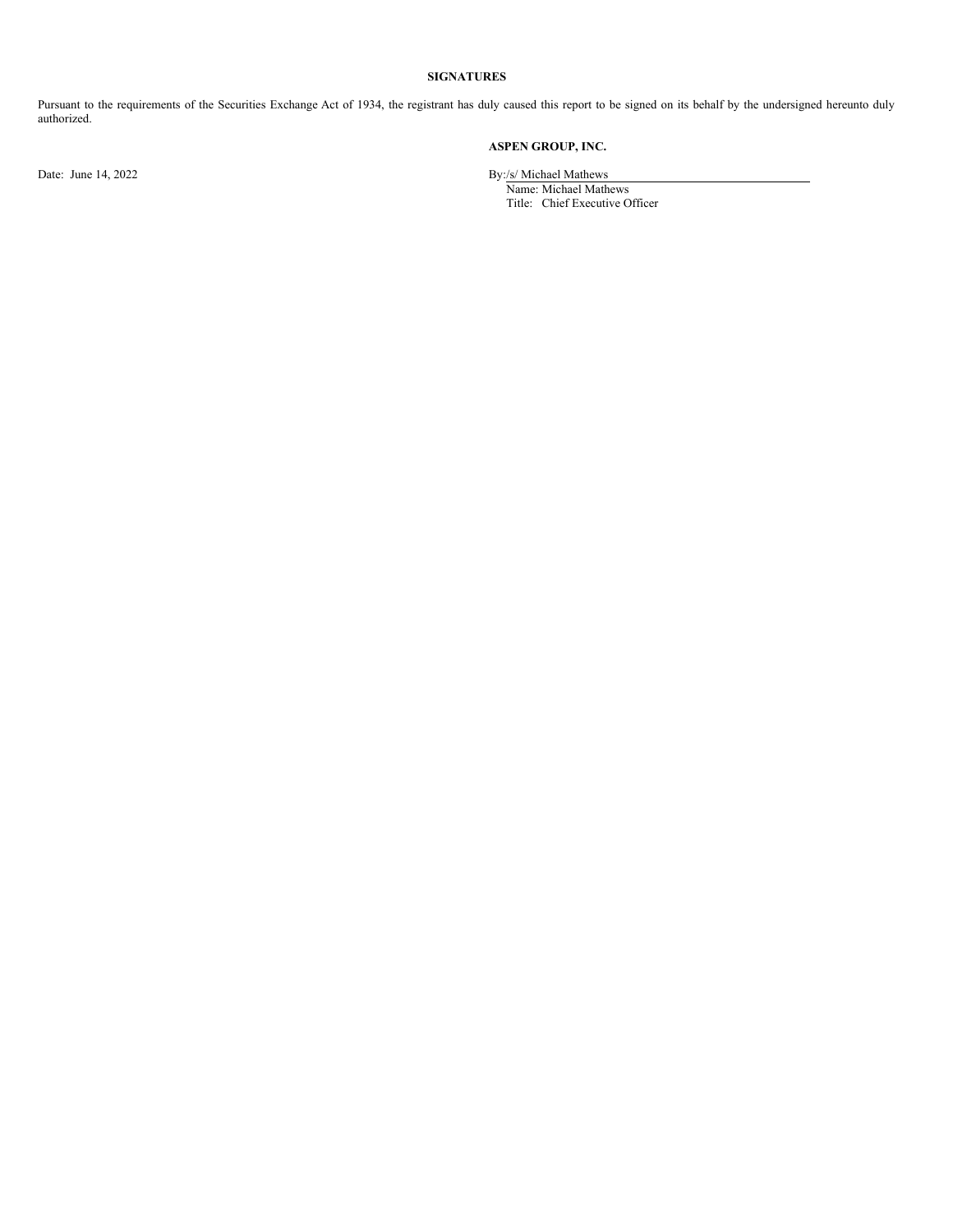**SIGNATURES**

Pursuant to the requirements of the Securities Exchange Act of 1934, the registrant has duly caused this report to be signed on its behalf by the undersigned hereunto duly authorized.

**ASPEN GROUP, INC.**

Date: June 14, 2022

By:/s/ Michael Mathews
Name: Michael Mathews
Title: Chief Executive Officer